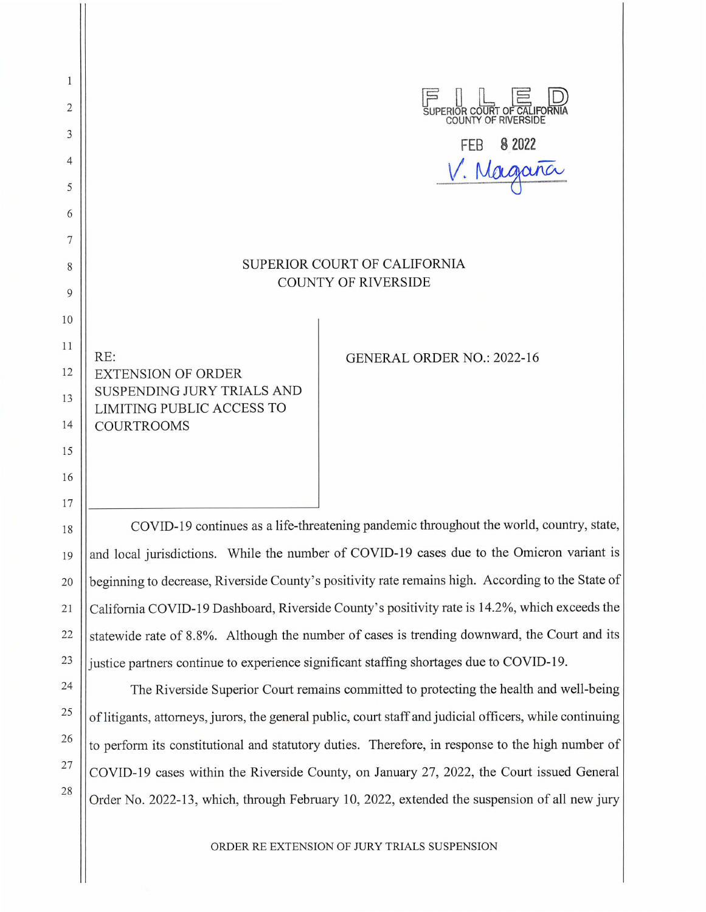FILED
SUPERIOR COURT OF CALIFORNIA
COUNTY OF RIVERSIDE

FEB 8 2022

V. Magaña

# SUPERIOR COURT OF CALIFORNIA
# COUNTY OF RIVERSIDE

RE:
EXTENSION OF ORDER SUSPENDING JURY TRIALS AND LIMITING PUBLIC ACCESS TO COURTROOMS

GENERAL ORDER NO.: 2022-16

COVID-19 continues as a life-threatening pandemic throughout the world, country, state, and local jurisdictions. While the number of COVID-19 cases due to the Omicron variant is beginning to decrease, Riverside County's positivity rate remains high. According to the State of California COVID-19 Dashboard, Riverside County's positivity rate is 14.2%, which exceeds the statewide rate of 8.8%. Although the number of cases is trending downward, the Court and its justice partners continue to experience significant staffing shortages due to COVID-19.

The Riverside Superior Court remains committed to protecting the health and well-being of litigants, attorneys, jurors, the general public, court staff and judicial officers, while continuing to perform its constitutional and statutory duties. Therefore, in response to the high number of COVID-19 cases within the Riverside County, on January 27, 2022, the Court issued General Order No. 2022-13, which, through February 10, 2022, extended the suspension of all new jury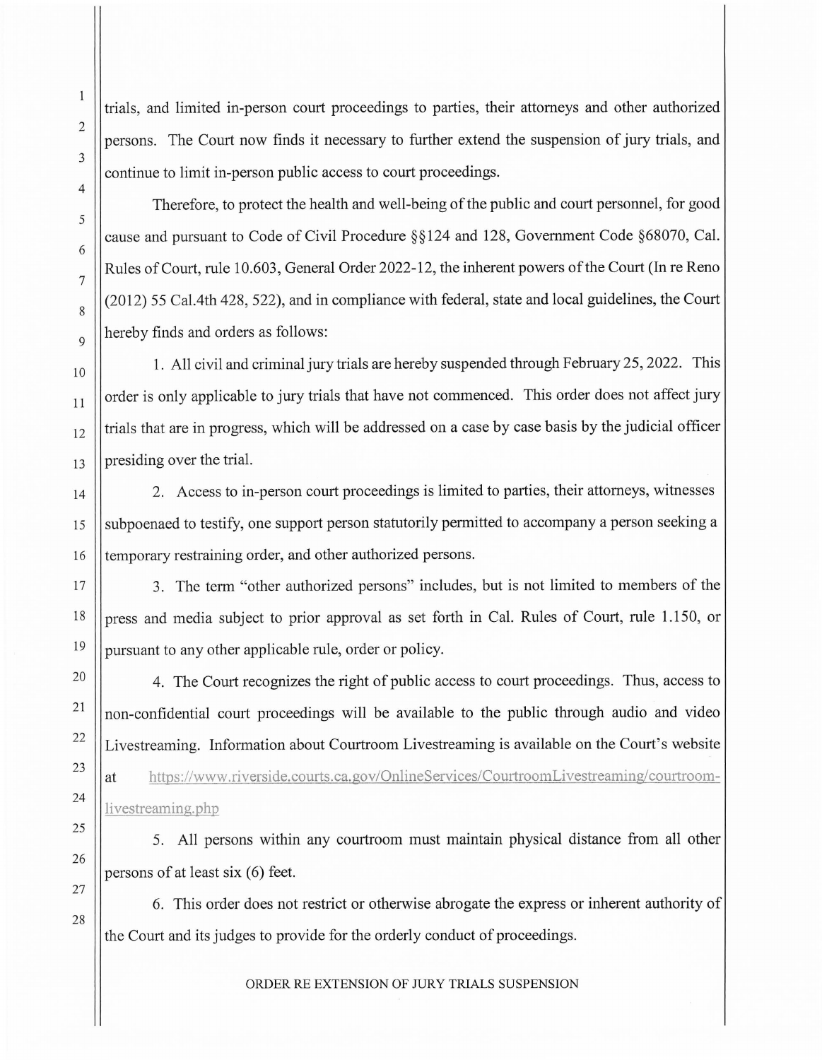trials, and limited in-person court proceedings to parties, their attorneys and other authorized persons. The Court now finds it necessary to further extend the suspension of jury trials, and continue to limit in-person public access to court proceedings.

Therefore, to protect the health and well-being of the public and court personnel, for good cause and pursuant to Code of Civil Procedure §§124 and 128, Government Code §68070, Cal. Rules of Court, rule 10.603, General Order 2022-12, the inherent powers of the Court (In re Reno (2012) 55 Cal.4th 428, 522), and in compliance with federal, state and local guidelines, the Court hereby finds and orders as follows:

1. All civil and criminal jury trials are hereby suspended through February 25, 2022. This order is only applicable to jury trials that have not commenced. This order does not affect jury trials that are in progress, which will be addressed on a case by case basis by the judicial officer presiding over the trial.

2. Access to in-person court proceedings is limited to parties, their attorneys, witnesses subpoenaed to testify, one support person statutorily permitted to accompany a person seeking a temporary restraining order, and other authorized persons.

3. The term "other authorized persons" includes, but is not limited to members of the press and media subject to prior approval as set forth in Cal. Rules of Court, rule 1.150, or pursuant to any other applicable rule, order or policy.

4. The Court recognizes the right of public access to court proceedings. Thus, access to non-confidential court proceedings will be available to the public through audio and video Livestreaming. Information about Courtroom Livestreaming is available on the Court's website at https://www.riverside.courts.ca.gov/OnlineServices/CourtroomLivestreaming/courtroom-livestreaming.php

5. All persons within any courtroom must maintain physical distance from all other persons of at least six (6) feet.

6. This order does not restrict or otherwise abrogate the express or inherent authority of the Court and its judges to provide for the orderly conduct of proceedings.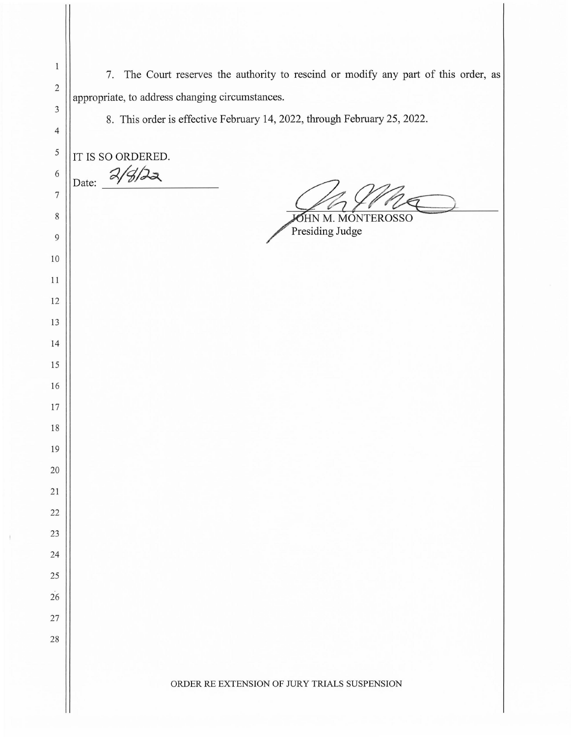7. The Court reserves the authority to rescind or modify any part of this order, as appropriate, to address changing circumstances.

8. This order is effective February 14, 2022, through February 25, 2022.

IT IS SO ORDERED.

Date: 2/8/22

JOHN M. MONTEROSSO
Presiding Judge

ORDER RE EXTENSION OF JURY TRIALS SUSPENSION